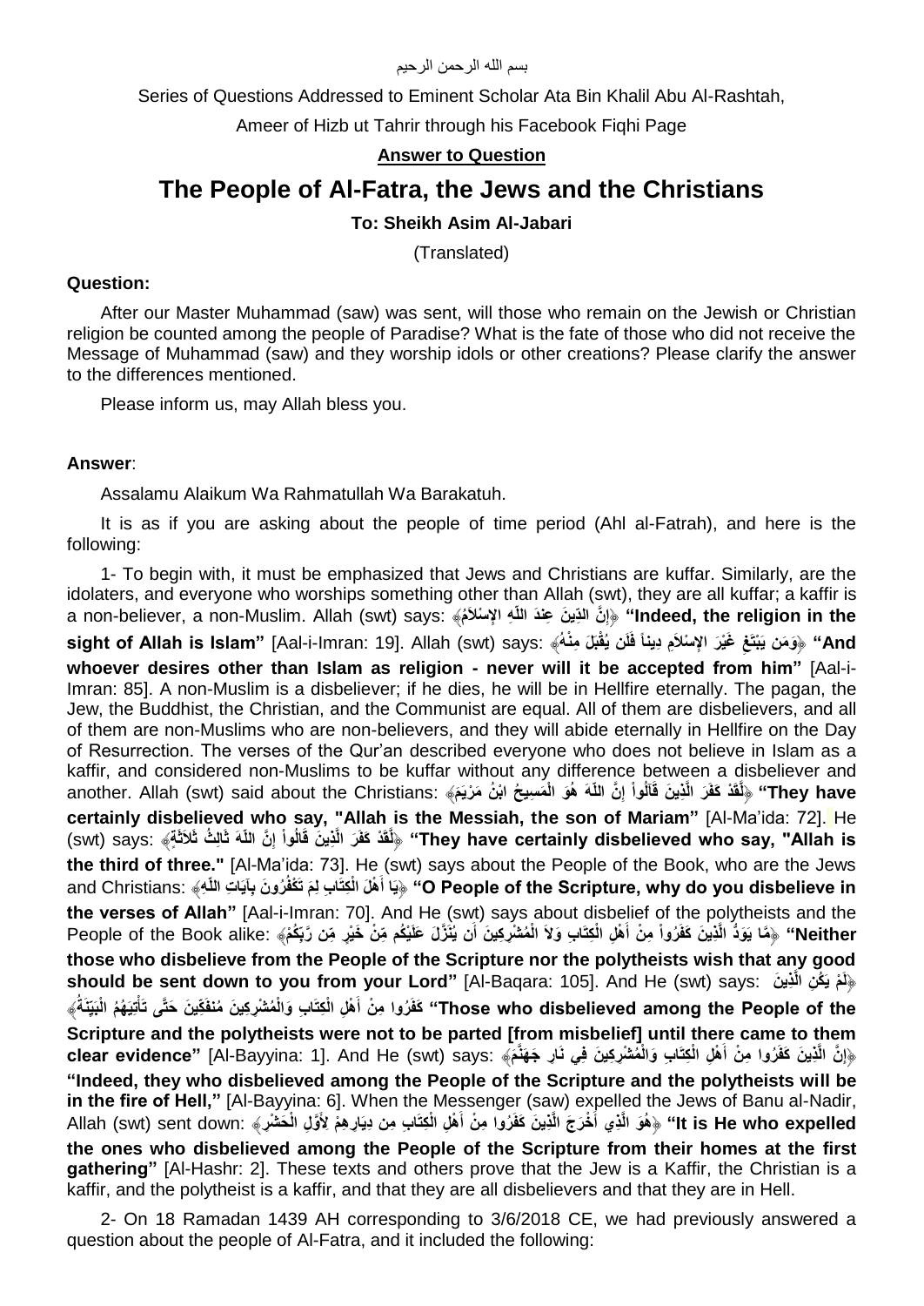بسم الله الرحمن الرحيم

Series of Questions Addressed to Eminent Scholar Ata Bin Khalil Abu Al-Rashtah,

Ameer of Hizb ut Tahrir through his Facebook Fiqhi Page

**Answer to Question**

# The People of Al-Fatra, the Jews and the Christians

**To: Sheikh Asim Al-Jabari**

(Translated)

**Question:**

After our Master Muhammad (saw) was sent, will those who remain on the Jewish or Christian religion be counted among the people of Paradise? What is the fate of those who did not receive the Message of Muhammad (saw) and they worship idols or other creations? Please clarify the answer to the differences mentioned.

Please inform us, may Allah bless you.

**Answer**:

Assalamu Alaikum Wa Rahmatullah Wa Barakatuh.

It is as if you are asking about the people of time period (Ahl al-Fatrah), and here is the following:

1- To begin with, it must be emphasized that Jews and Christians are kuffar. Similarly, are the idolaters, and everyone who worships something other than Allah (swt), they are all kuffar; a kaffir is a non-believer, a non-Muslim. Allah (swt) says: ﴿إِنَّ الدِّينَ عِندَ اللَّهِ الإِسْلاَمُ﴾ **"Indeed, the religion in the sight of Allah is Islam"** [Aal-i-Imran: 19]. Allah (swt) says: ﴿وَمَن يَبْتَغِ غَيْرَ الإِسْلاَمِ دِيناً فَلَن يُقْبَلَ مِنْهُ﴾ **"And whoever desires other than Islam as religion - never will it be accepted from him"** [Aal-i-Imran: 85]. A non-Muslim is a disbeliever; if he dies, he will be in Hellfire eternally. The pagan, the Jew, the Buddhist, the Christian, and the Communist are equal. All of them are disbelievers, and all of them are non-Muslims who are non-believers, and they will abide eternally in Hellfire on the Day of Resurrection. The verses of the Qur'an described everyone who does not believe in Islam as a kaffir, and considered non-Muslims to be kuffar without any difference between a disbeliever and another. Allah (swt) said about the Christians: ﴿لَقَدْ كَفَرَ الَّذِينَ قَالُواْ إِنَّ اللَّهَ هُوَ الْمَسِيحُ ابْنُ مَرْيَمَ﴾ **"They have certainly disbelieved who say, "Allah is the Messiah, the son of Mariam"** [Al-Ma'ida: 72]. He (swt) says: ﴿لَقَدْ كَفَرَ الَّذِينَ قَالُواْ إِنَّ اللَّهَ ثَالِثُ ثَلاَثَةٍ﴾ **"They have certainly disbelieved who say, "Allah is the third of three."** [Al-Ma'ida: 73]. He (swt) says about the People of the Book, who are the Jews and Christians: ﴿يَا أَهْلَ الْكِتَابِ لِمَ تَكْفُرُونَ بِآيَاتِ اللَّهِ﴾ **"O People of the Scripture, why do you disbelieve in the verses of Allah"** [Aal-i-Imran: 70]. And He (swt) says about disbelief of the polytheists and the People of the Book alike: ﴿مَّا يَوَدُّ الَّذِينَ كَفَرُواْ مِنْ أَهْلِ الْكِتَابِ وَلاَ الْمُشْرِكِينَ أَن يُنَزَّلَ عَلَيْكُم مِّنْ خَيْرٍ مِّن رَّبِّكُمْ﴾ **"Neither those who disbelieve from the People of the Scripture nor the polytheists wish that any good should be sent down to you from your Lord"** [Al-Baqara: 105]. And He (swt) says: ﴿لَمْ يَكُنِ الَّذِينَ كَفَرُوا مِنْ أَهْلِ الْكِتَابِ وَالْمُشْرِكِينَ مُنفَكِّينَ حَتَّى تَأْتِيَهُمُ الْبَيِّنَةُ﴾ **"Those who disbelieved among the People of the Scripture and the polytheists were not to be parted [from misbelief] until there came to them clear evidence"** [Al-Bayyina: 1]. And He (swt) says: ﴿إِنَّ الَّذِينَ كَفَرُوا مِنْ أَهْلِ الْكِتَابِ وَالْمُشْرِكِينَ فِي نَارِ جَهَنَّمَ﴾ **"Indeed, they who disbelieved among the People of the Scripture and the polytheists will be in the fire of Hell,"** [Al-Bayyina: 6]. When the Messenger (saw) expelled the Jews of Banu al-Nadir, Allah (swt) sent down: ﴿هُوَ الَّذِي أَخْرَجَ الَّذِينَ كَفَرُوا مِنْ أَهْلِ الْكِتَابِ مِن دِيَارِهِمْ لِأَوَّلِ الْحَشْرِ﴾ **"It is He who expelled the ones who disbelieved among the People of the Scripture from their homes at the first gathering"** [Al-Hashr: 2]. These texts and others prove that the Jew is a Kaffir, the Christian is a kaffir, and the polytheist is a kaffir, and that they are all disbelievers and that they are in Hell.

2- On 18 Ramadan 1439 AH corresponding to 3/6/2018 CE, we had previously answered a question about the people of Al-Fatra, and it included the following: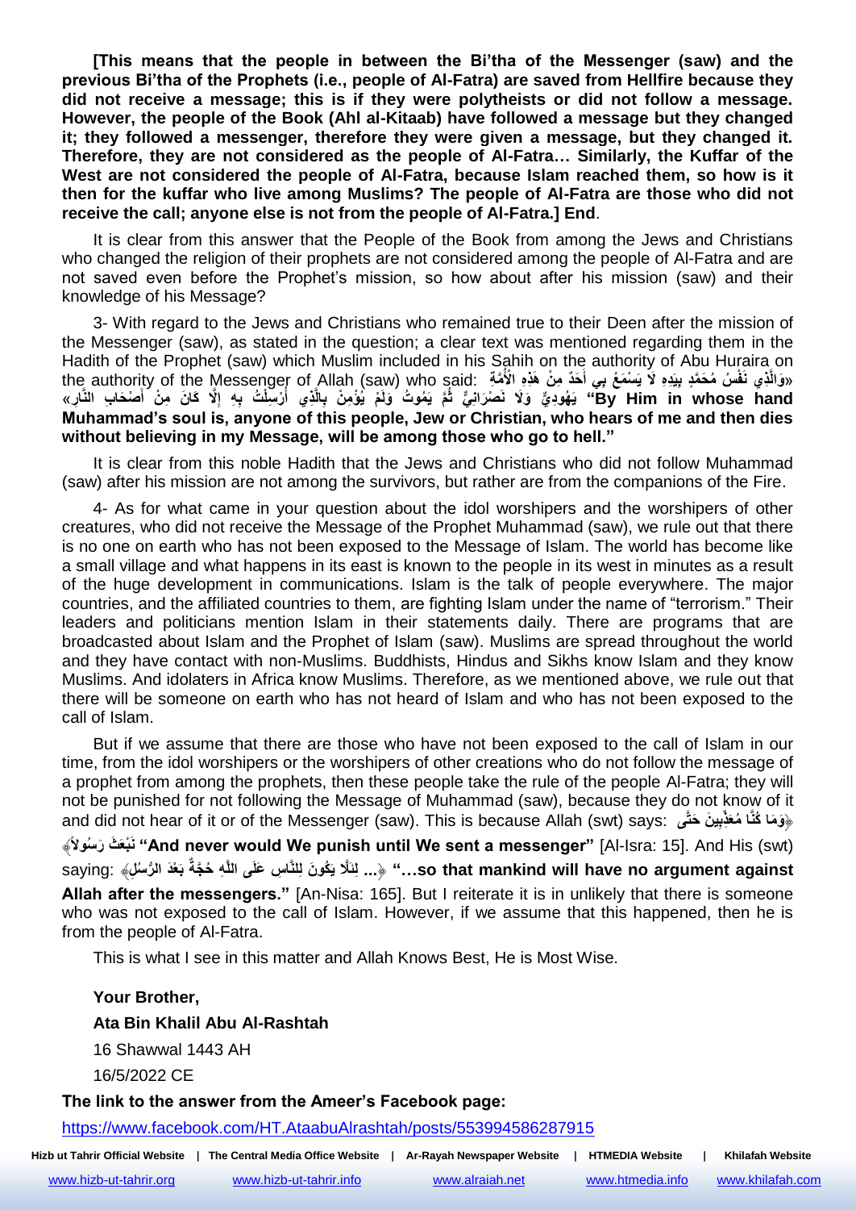**[This means that the people in between the Bi'tha of the Messenger (saw) and the previous Bi'tha of the Prophets (i.e., people of Al-Fatra) are saved from Hellfire because they did not receive a message; this is if they were polytheists or did not follow a message. However, the people of the Book (Ahl al-Kitaab) have followed a message but they changed it; they followed a messenger, therefore they were given a message, but they changed it. Therefore, they are not considered as the people of Al-Fatra… Similarly, the Kuffar of the West are not considered the people of Al-Fatra, because Islam reached them, so how is it then for the kuffar who live among Muslims? The people of Al-Fatra are those who did not receive the call; anyone else is not from the people of Al-Fatra.] End**.

It is clear from this answer that the People of the Book from among the Jews and Christians who changed the religion of their prophets are not considered among the people of Al-Fatra and are not saved even before the Prophet's mission, so how about after his mission (saw) and their knowledge of his Message?

3- With regard to the Jews and Christians who remained true to their Deen after the mission of the Messenger (saw), as stated in the question; a clear text was mentioned regarding them in the Hadith of the Prophet (saw) which Muslim included in his Sahih on the authority of Abu Huraira on the authority of the Messenger of Allah (saw) who said: **«وَالَّذِي نَفْسُ مُحَمَّدٍ بِيَدِهِ لَا يَسْمَعُ بِي أَحَدٌ مِنْ هَذِهِ الْأُمَّةِ يَهُودِيٌّ وَلَا نَصْرَانِيٌّ ثُمَّ يَمُوتُ وَلَمْ يُؤْمِنْ بِالَّذِي أُرْسِلْتُ بِهِ إِلَّا كَانَ مِنْ أَصْحَابِ النَّارِ»** **"By Him in whose hand Muhammad's soul is, anyone of this people, Jew or Christian, who hears of me and then dies without believing in my Message, will be among those who go to hell."**

It is clear from this noble Hadith that the Jews and Christians who did not follow Muhammad (saw) after his mission are not among the survivors, but rather are from the companions of the Fire.

4- As for what came in your question about the idol worshipers and the worshipers of other creatures, who did not receive the Message of the Prophet Muhammad (saw), we rule out that there is no one on earth who has not been exposed to the Message of Islam. The world has become like a small village and what happens in its east is known to the people in its west in minutes as a result of the huge development in communications. Islam is the talk of people everywhere. The major countries, and the affiliated countries to them, are fighting Islam under the name of "terrorism." Their leaders and politicians mention Islam in their statements daily. There are programs that are broadcasted about Islam and the Prophet of Islam (saw). Muslims are spread throughout the world and they have contact with non-Muslims. Buddhists, Hindus and Sikhs know Islam and they know Muslims. And idolaters in Africa know Muslims. Therefore, as we mentioned above, we rule out that there will be someone on earth who has not heard of Islam and who has not been exposed to the call of Islam.

But if we assume that there are those who have not been exposed to the call of Islam in our time, from the idol worshipers or the worshipers of other creations who do not follow the message of a prophet from among the prophets, then these people take the rule of the people Al-Fatra; they will not be punished for not following the Message of Muhammad (saw), because they do not know of it and did not hear of it or of the Messenger (saw). This is because Allah (swt) says: **﴿وَمَا كُنَّا مُعَذِّبِينَ حَتَّى نَبْعَثَ رَسُولاً﴾ "And never would We punish until We sent a messenger"** [Al-Isra: 15]. And His (swt) saying: **﴿... لِئَلَّا يَكُونَ لِلنَّاسِ عَلَى اللَّهِ حُجَّةٌ بَعْدَ الرُّسُلِ﴾ "…so that mankind will have no argument against Allah after the messengers."** [An-Nisa: 165]. But I reiterate it is in unlikely that there is someone who was not exposed to the call of Islam. However, if we assume that this happened, then he is from the people of Al-Fatra.

This is what I see in this matter and Allah Knows Best, He is Most Wise.

**Your Brother,**

**Ata Bin Khalil Abu Al-Rashtah**

16 Shawwal 1443 AH

16/5/2022 CE

**The link to the answer from the Ameer's Facebook page:**

https://www.facebook.com/HT.AtaabuAlrashtah/posts/553994586287915

**Hizb ut Tahrir Official Website | The Central Media Office Website | Ar-Rayah Newspaper Website | HTMEDIA Website | Khilafah Website**

www.hizb-ut-tahrir.org | www.hizb-ut-tahrir.info | www.alraiah.net | www.htmedia.info | www.khilafah.com